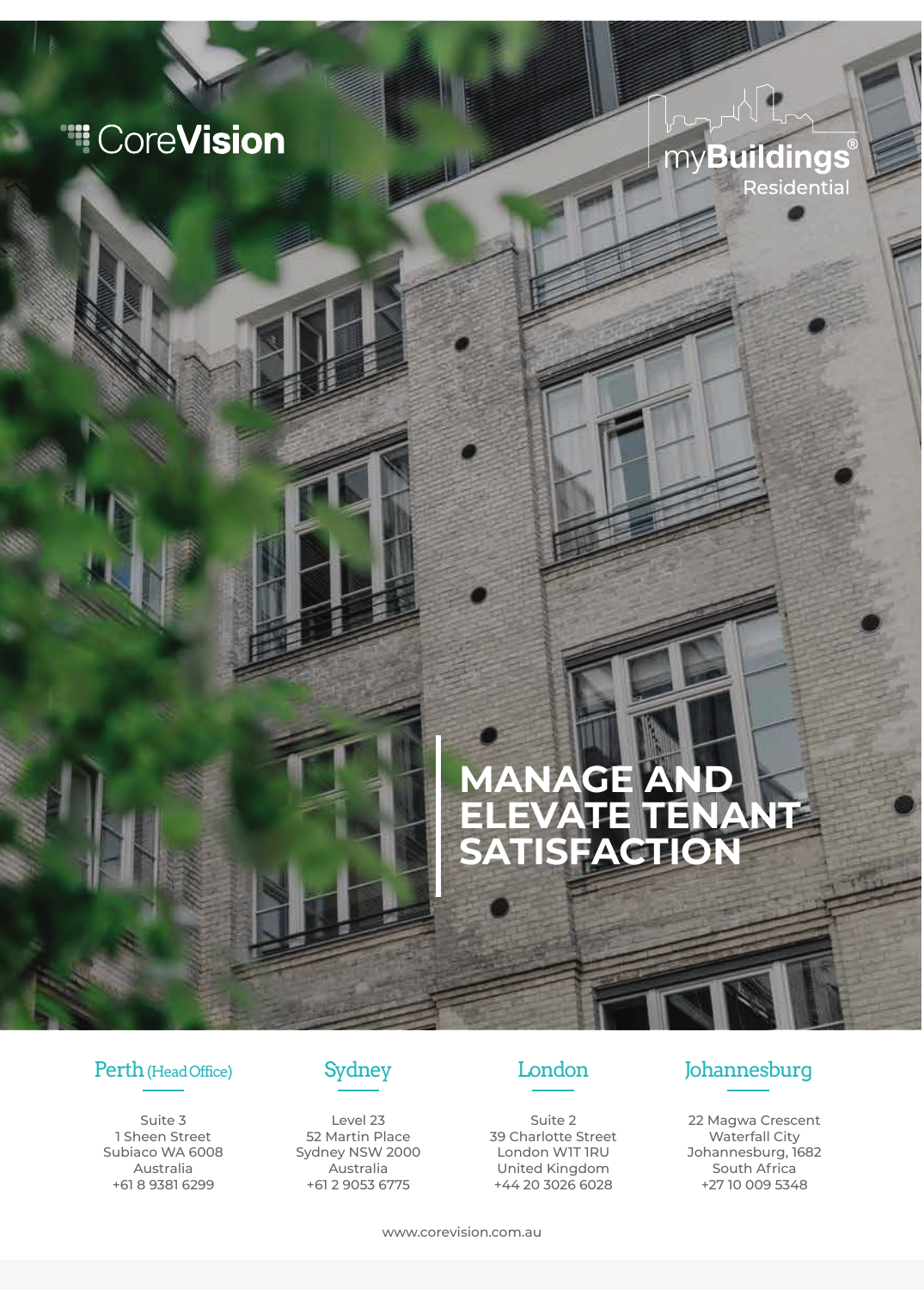CoreVision

myBuildings® Residential

# MANAGE AND ELEVATE TENANT SATISFACTION

### Perth (Head Office)

Suite 3
1 Sheen Street
Subiaco WA 6008
Australia
+61 8 9381 6299

### Sydney

Level 23
52 Martin Place
Sydney NSW 2000
Australia
+61 2 9053 6775

### London

Suite 2
39 Charlotte Street
London W1T 1RU
United Kingdom
+44 20 3026 6028

### Johannesburg

22 Magwa Crescent
Waterfall City
Johannesburg, 1682
South Africa
+27 10 009 5348

www.corevision.com.au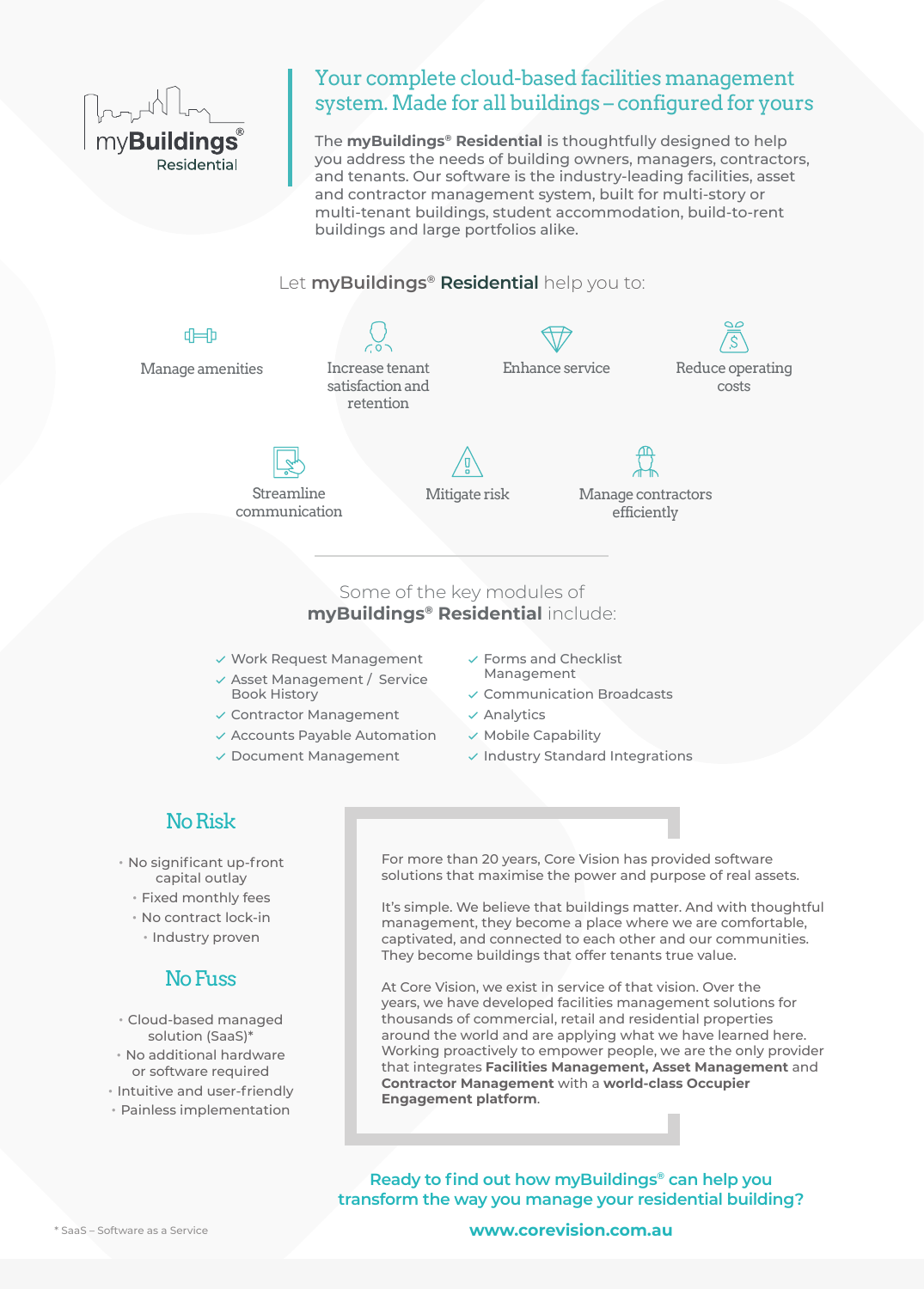myBuildings®
Residential

## Your complete cloud-based facilities management system. Made for all buildings – configured for yours

The **myBuildings® Residential** is thoughtfully designed to help you address the needs of building owners, managers, contractors, and tenants. Our software is the industry-leading facilities, asset and contractor management system, built for multi-story or multi-tenant buildings, student accommodation, build-to-rent buildings and large portfolios alike.

Let **myBuildings® Residential** help you to:

- Manage amenities
- Increase tenant satisfaction and retention
- Enhance service
- Reduce operating costs
- Streamline communication
- Mitigate risk
- Manage contractors efficiently

Some of the key modules of **myBuildings® Residential** include:

- Work Request Management
- Asset Management / Service Book History
- Contractor Management
- Accounts Payable Automation
- Document Management
- Forms and Checklist Management
- Communication Broadcasts
- Analytics
- Mobile Capability
- Industry Standard Integrations

## No Risk

- No significant up-front capital outlay
- Fixed monthly fees
- No contract lock-in
- Industry proven

## No Fuss

- Cloud-based managed solution (SaaS)*
- No additional hardware or software required
- Intuitive and user-friendly
- Painless implementation

For more than 20 years, Core Vision has provided software solutions that maximise the power and purpose of real assets.

It's simple. We believe that buildings matter. And with thoughtful management, they become a place where we are comfortable, captivated, and connected to each other and our communities. They become buildings that offer tenants true value.

At Core Vision, we exist in service of that vision. Over the years, we have developed facilities management solutions for thousands of commercial, retail and residential properties around the world and are applying what we have learned here. Working proactively to empower people, we are the only provider that integrates **Facilities Management, Asset Management** and **Contractor Management** with a **world-class Occupier Engagement platform**.

**Ready to find out how myBuildings® can help you transform the way you manage your residential building?**

**www.corevision.com.au**

* SaaS – Software as a Service